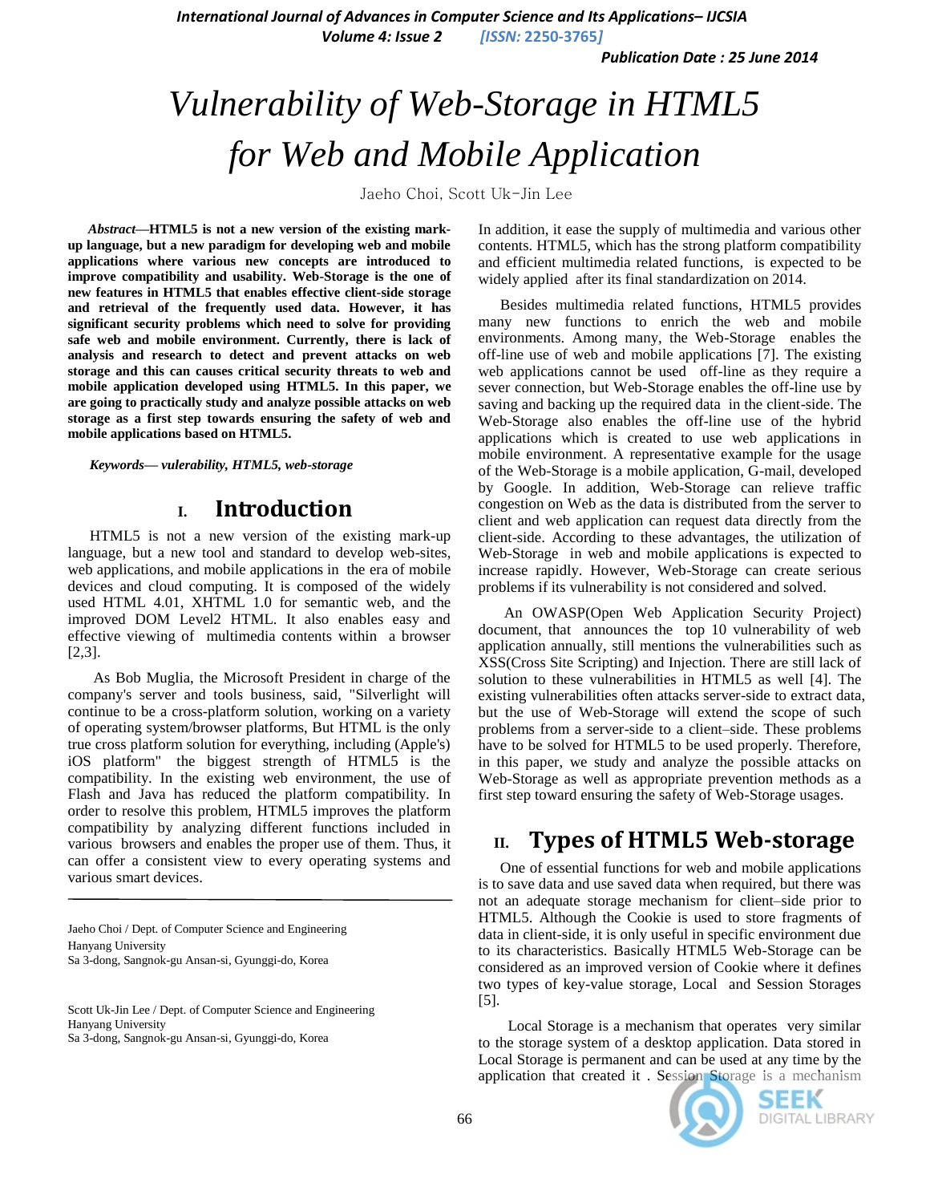# Vulnerability of Web-Storage in HTML5 for Web and Mobile Application

Jaeho Choi, Scott Uk-Jin Lee

***Abstract*—HTML5 is not a new version of the existing mark-up language, but a new paradigm for developing web and mobile applications where various new concepts are introduced to improve compatibility and usability. Web-Storage is the one of new features in HTML5 that enables effective client-side storage and retrieval of the frequently used data. However, it has significant security problems which need to solve for providing safe web and mobile environment. Currently, there is lack of analysis and research to detect and prevent attacks on web storage and this can causes critical security threats to web and mobile application developed using HTML5. In this paper, we are going to practically study and analyze possible attacks on web storage as a first step towards ensuring the safety of web and mobile applications based on HTML5.**

***Keywords*— vulerability, HTML5, web-storage**

## I. Introduction

HTML5 is not a new version of the existing mark-up language, but a new tool and standard to develop web-sites, web applications, and mobile applications in the era of mobile devices and cloud computing. It is composed of the widely used HTML 4.01, XHTML 1.0 for semantic web, and the improved DOM Level2 HTML. It also enables easy and effective viewing of multimedia contents within a browser [2,3].

As Bob Muglia, the Microsoft President in charge of the company's server and tools business, said, "Silverlight will continue to be a cross-platform solution, working on a variety of operating system/browser platforms, But HTML is the only true cross platform solution for everything, including (Apple's) iOS platform" the biggest strength of HTML5 is the compatibility. In the existing web environment, the use of Flash and Java has reduced the platform compatibility. In order to resolve this problem, HTML5 improves the platform compatibility by analyzing different functions included in various browsers and enables the proper use of them. Thus, it can offer a consistent view to every operating systems and various smart devices.

Jaeho Choi / Dept. of Computer Science and Engineering
Hanyang University
Sa 3-dong, Sangnok-gu Ansan-si, Gyunggi-do, Korea

Scott Uk-Jin Lee / Dept. of Computer Science and Engineering
Hanyang University
Sa 3-dong, Sangnok-gu Ansan-si, Gyunggi-do, Korea

In addition, it ease the supply of multimedia and various other contents. HTML5, which has the strong platform compatibility and efficient multimedia related functions, is expected to be widely applied after its final standardization on 2014.

Besides multimedia related functions, HTML5 provides many new functions to enrich the web and mobile environments. Among many, the Web-Storage enables the off-line use of web and mobile applications [7]. The existing web applications cannot be used off-line as they require a sever connection, but Web-Storage enables the off-line use by saving and backing up the required data in the client-side. The Web-Storage also enables the off-line use of the hybrid applications which is created to use web applications in mobile environment. A representative example for the usage of the Web-Storage is a mobile application, G-mail, developed by Google. In addition, Web-Storage can relieve traffic congestion on Web as the data is distributed from the server to client and web application can request data directly from the client-side. According to these advantages, the utilization of Web-Storage in web and mobile applications is expected to increase rapidly. However, Web-Storage can create serious problems if its vulnerability is not considered and solved.

An OWASP(Open Web Application Security Project) document, that announces the top 10 vulnerability of web application annually, still mentions the vulnerabilities such as XSS(Cross Site Scripting) and Injection. There are still lack of solution to these vulnerabilities in HTML5 as well [4]. The existing vulnerabilities often attacks server-side to extract data, but the use of Web-Storage will extend the scope of such problems from a server-side to a client–side. These problems have to be solved for HTML5 to be used properly. Therefore, in this paper, we study and analyze the possible attacks on Web-Storage as well as appropriate prevention methods as a first step toward ensuring the safety of Web-Storage usages.

## II. Types of HTML5 Web-storage

One of essential functions for web and mobile applications is to save data and use saved data when required, but there was not an adequate storage mechanism for client–side prior to HTML5. Although the Cookie is used to store fragments of data in client-side, it is only useful in specific environment due to its characteristics. Basically HTML5 Web-Storage can be considered as an improved version of Cookie where it defines two types of key-value storage, Local and Session Storages [5].

Local Storage is a mechanism that operates very similar to the storage system of a desktop application. Data stored in Local Storage is permanent and can be used at any time by the application that created it . Session Storage is a mechanism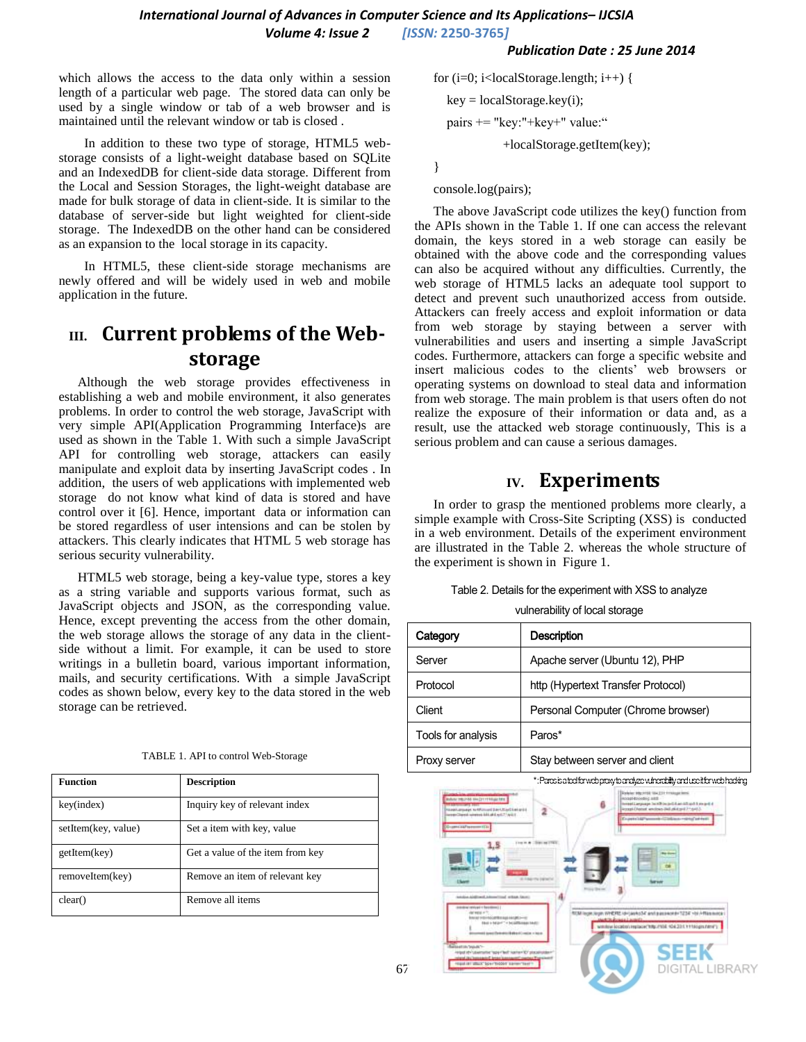which allows the access to the data only within a session length of a particular web page. The stored data can only be used by a single window or tab of a web browser and is maintained until the relevant window or tab is closed .

In addition to these two type of storage, HTML5 web-storage consists of a light-weight database based on SQLite and an IndexedDB for client-side data storage. Different from the Local and Session Storages, the light-weight database are made for bulk storage of data in client-side. It is similar to the database of server-side but light weighted for client-side storage. The IndexedDB on the other hand can be considered as an expansion to the local storage in its capacity.

In HTML5, these client-side storage mechanisms are newly offered and will be widely used in web and mobile application in the future.

## III. Current problems of the Web-storage

Although the web storage provides effectiveness in establishing a web and mobile environment, it also generates problems. In order to control the web storage, JavaScript with very simple API(Application Programming Interface)s are used as shown in the Table 1. With such a simple JavaScript API for controlling web storage, attackers can easily manipulate and exploit data by inserting JavaScript codes . In addition, the users of web applications with implemented web storage do not know what kind of data is stored and have control over it [6]. Hence, important data or information can be stored regardless of user intensions and can be stolen by attackers. This clearly indicates that HTML 5 web storage has serious security vulnerability.

HTML5 web storage, being a key-value type, stores a key as a string variable and supports various format, such as JavaScript objects and JSON, as the corresponding value. Hence, except preventing the access from the other domain, the web storage allows the storage of any data in the client-side without a limit. For example, it can be used to store writings in a bulletin board, various important information, mails, and security certifications. With a simple JavaScript codes as shown below, every key to the data stored in the web storage can be retrieved.

TABLE 1. API to control Web-Storage

| Function | Description |
| --- | --- |
| key(index) | Inquiry key of relevant index |
| setItem(key, value) | Set a item with key, value |
| getItem(key) | Get a value of the item from key |
| removeItem(key) | Remove an item of relevant key |
| clear() | Remove all items |

```
for (i=0; i<localStorage.length; i++) {
    key = localStorage.key(i);
    pairs += "key:"+key+" value:“
                +localStorage.getItem(key);
}
console.log(pairs);
```

The above JavaScript code utilizes the key() function from the APIs shown in the Table 1. If one can access the relevant domain, the keys stored in a web storage can easily be obtained with the above code and the corresponding values can also be acquired without any difficulties. Currently, the web storage of HTML5 lacks an adequate tool support to detect and prevent such unauthorized access from outside. Attackers can freely access and exploit information or data from web storage by staying between a server with vulnerabilities and users and inserting a simple JavaScript codes. Furthermore, attackers can forge a specific website and insert malicious codes to the clients' web browsers or operating systems on download to steal data and information from web storage. The main problem is that users often do not realize the exposure of their information or data and, as a result, use the attacked web storage continuously, This is a serious problem and can cause a serious damages.

## IV. Experiments

In order to grasp the mentioned problems more clearly, a simple example with Cross-Site Scripting (XSS) is conducted in a web environment. Details of the experiment environment are illustrated in the Table 2. whereas the whole structure of the experiment is shown in Figure 1.

Table 2. Details for the experiment with XSS to analyze vulnerability of local storage

| Category | Description |
| --- | --- |
| Server | Apache server (Ubuntu 12), PHP |
| Protocol | http (Hypertext Transfer Protocol) |
| Client | Personal Computer (Chrome browser) |
| Tools for analysis | Paros* |
| Proxy server | Stay between server and client |

*: Paros is a tool for web proxy to analyze vulnerability and use it for web hacking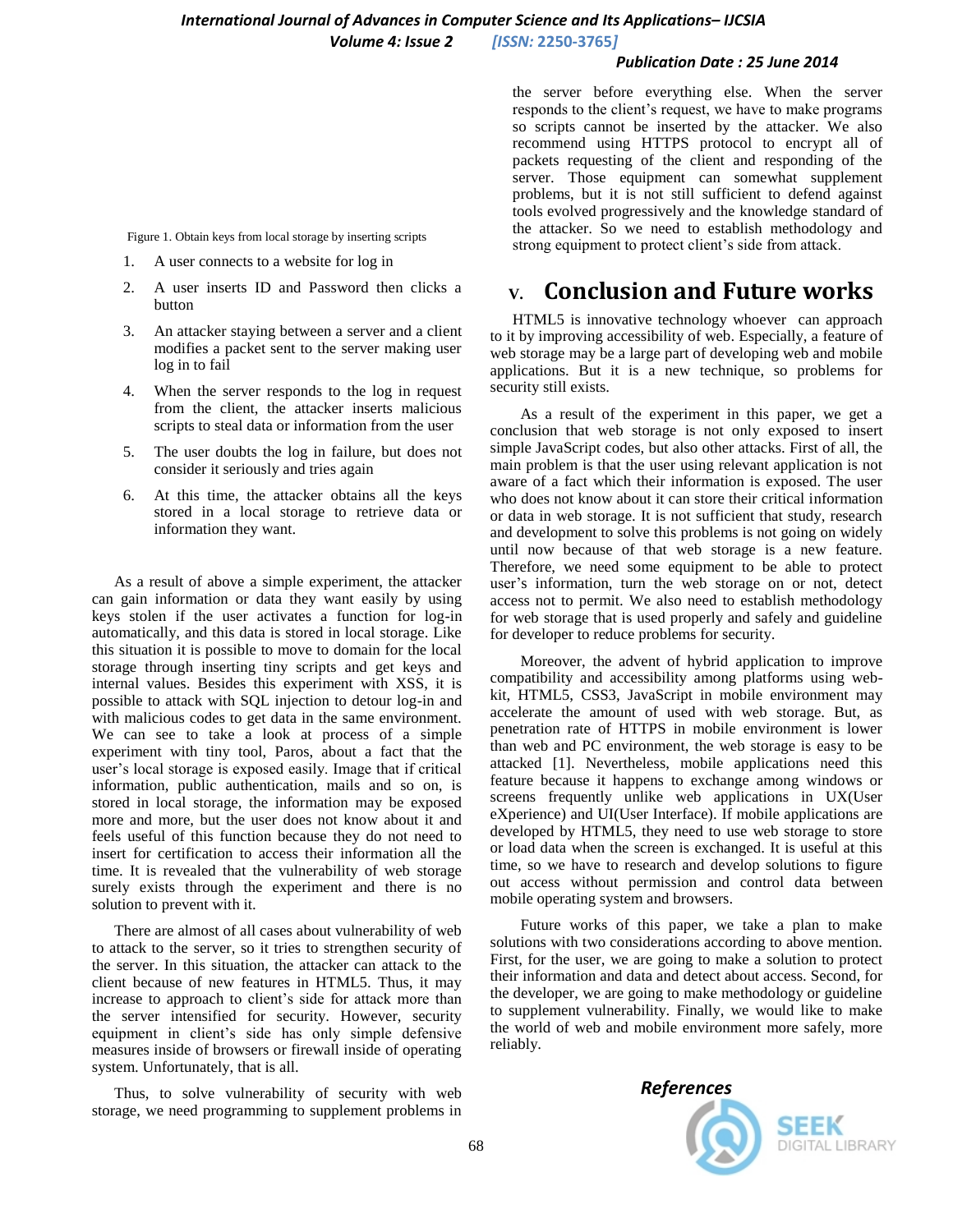Figure 1. Obtain keys from local storage by inserting scripts

1. A user connects to a website for log in
2. A user inserts ID and Password then clicks a button
3. An attacker staying between a server and a client modifies a packet sent to the server making user log in to fail
4. When the server responds to the log in request from the client, the attacker inserts malicious scripts to steal data or information from the user
5. The user doubts the log in failure, but does not consider it seriously and tries again
6. At this time, the attacker obtains all the keys stored in a local storage to retrieve data or information they want.

As a result of above a simple experiment, the attacker can gain information or data they want easily by using keys stolen if the user activates a function for log-in automatically, and this data is stored in local storage. Like this situation it is possible to move to domain for the local storage through inserting tiny scripts and get keys and internal values. Besides this experiment with XSS, it is possible to attack with SQL injection to detour log-in and with malicious codes to get data in the same environment. We can see to take a look at process of a simple experiment with tiny tool, Paros, about a fact that the user's local storage is exposed easily. Image that if critical information, public authentication, mails and so on, is stored in local storage, the information may be exposed more and more, but the user does not know about it and feels useful of this function because they do not need to insert for certification to access their information all the time. It is revealed that the vulnerability of web storage surely exists through the experiment and there is no solution to prevent with it.

There are almost of all cases about vulnerability of web to attack to the server, so it tries to strengthen security of the server. In this situation, the attacker can attack to the client because of new features in HTML5. Thus, it may increase to approach to client's side for attack more than the server intensified for security. However, security equipment in client's side has only simple defensive measures inside of browsers or firewall inside of operating system. Unfortunately, that is all.

Thus, to solve vulnerability of security with web storage, we need programming to supplement problems in the server before everything else. When the server responds to the client's request, we have to make programs so scripts cannot be inserted by the attacker. We also recommend using HTTPS protocol to encrypt all of packets requesting of the client and responding of the server. Those equipment can somewhat supplement problems, but it is not still sufficient to defend against tools evolved progressively and the knowledge standard of the attacker. So we need to establish methodology and strong equipment to protect client's side from attack.

## V. Conclusion and Future works

HTML5 is innovative technology whoever can approach to it by improving accessibility of web. Especially, a feature of web storage may be a large part of developing web and mobile applications. But it is a new technique, so problems for security still exists.

As a result of the experiment in this paper, we get a conclusion that web storage is not only exposed to insert simple JavaScript codes, but also other attacks. First of all, the main problem is that the user using relevant application is not aware of a fact which their information is exposed. The user who does not know about it can store their critical information or data in web storage. It is not sufficient that study, research and development to solve this problems is not going on widely until now because of that web storage is a new feature. Therefore, we need some equipment to be able to protect user's information, turn the web storage on or not, detect access not to permit. We also need to establish methodology for web storage that is used properly and safely and guideline for developer to reduce problems for security.

Moreover, the advent of hybrid application to improve compatibility and accessibility among platforms using web-kit, HTML5, CSS3, JavaScript in mobile environment may accelerate the amount of used with web storage. But, as penetration rate of HTTPS in mobile environment is lower than web and PC environment, the web storage is easy to be attacked [1]. Nevertheless, mobile applications need this feature because it happens to exchange among windows or screens frequently unlike web applications in UX(User eXperience) and UI(User Interface). If mobile applications are developed by HTML5, they need to use web storage to store or load data when the screen is exchanged. It is useful at this time, so we have to research and develop solutions to figure out access without permission and control data between mobile operating system and browsers.

Future works of this paper, we take a plan to make solutions with two considerations according to above mention. First, for the user, we are going to make a solution to protect their information and data and detect about access. Second, for the developer, we are going to make methodology or guideline to supplement vulnerability. Finally, we would like to make the world of web and mobile environment more safely, more reliably.

## References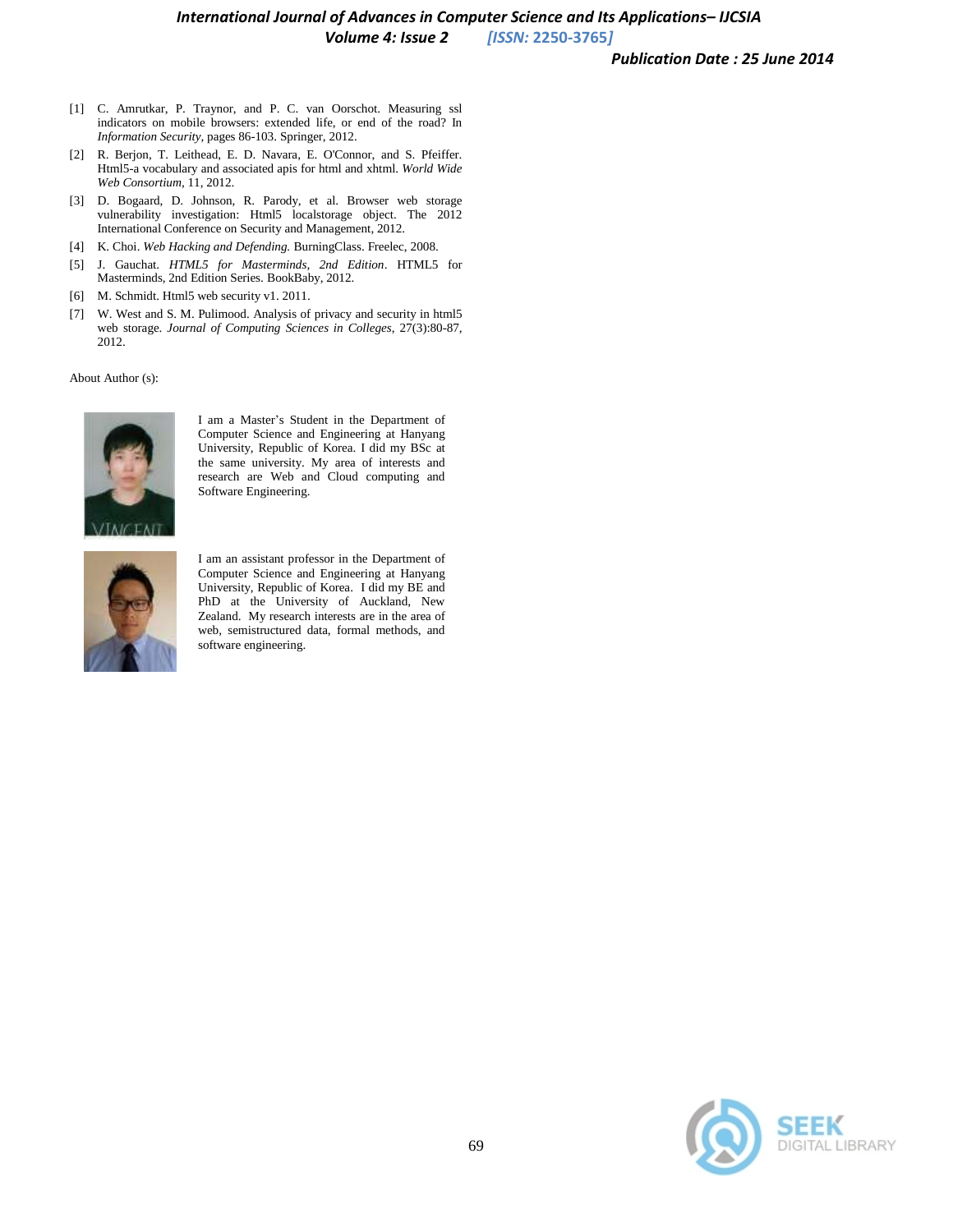[1] C. Amrutkar, P. Traynor, and P. C. van Oorschot. Measuring ssl indicators on mobile browsers: extended life, or end of the road? In *Information Security*, pages 86-103. Springer, 2012.

[2] R. Berjon, T. Leithead, E. D. Navara, E. O'Connor, and S. Pfeiffer. Html5-a vocabulary and associated apis for html and xhtml. *World Wide Web Consortium*, 11, 2012.

[3] D. Bogaard, D. Johnson, R. Parody, et al. Browser web storage vulnerability investigation: Html5 localstorage object. The 2012 International Conference on Security and Management, 2012.

[4] K. Choi. *Web Hacking and Defending.* BurningClass. Freelec, 2008.

[5] J. Gauchat. *HTML5 for Masterminds, 2nd Edition*. HTML5 for Masterminds, 2nd Edition Series. BookBaby, 2012.

[6] M. Schmidt. Html5 web security v1. 2011.

[7] W. West and S. M. Pulimood. Analysis of privacy and security in html5 web storage. *Journal of Computing Sciences in Colleges*, 27(3):80-87, 2012.

About Author (s):

I am a Master's Student in the Department of Computer Science and Engineering at Hanyang University, Republic of Korea. I did my BSc at the same university. My area of interests and research are Web and Cloud computing and Software Engineering.

I am an assistant professor in the Department of Computer Science and Engineering at Hanyang University, Republic of Korea. I did my BE and PhD at the University of Auckland, New Zealand. My research interests are in the area of web, semistructured data, formal methods, and software engineering.